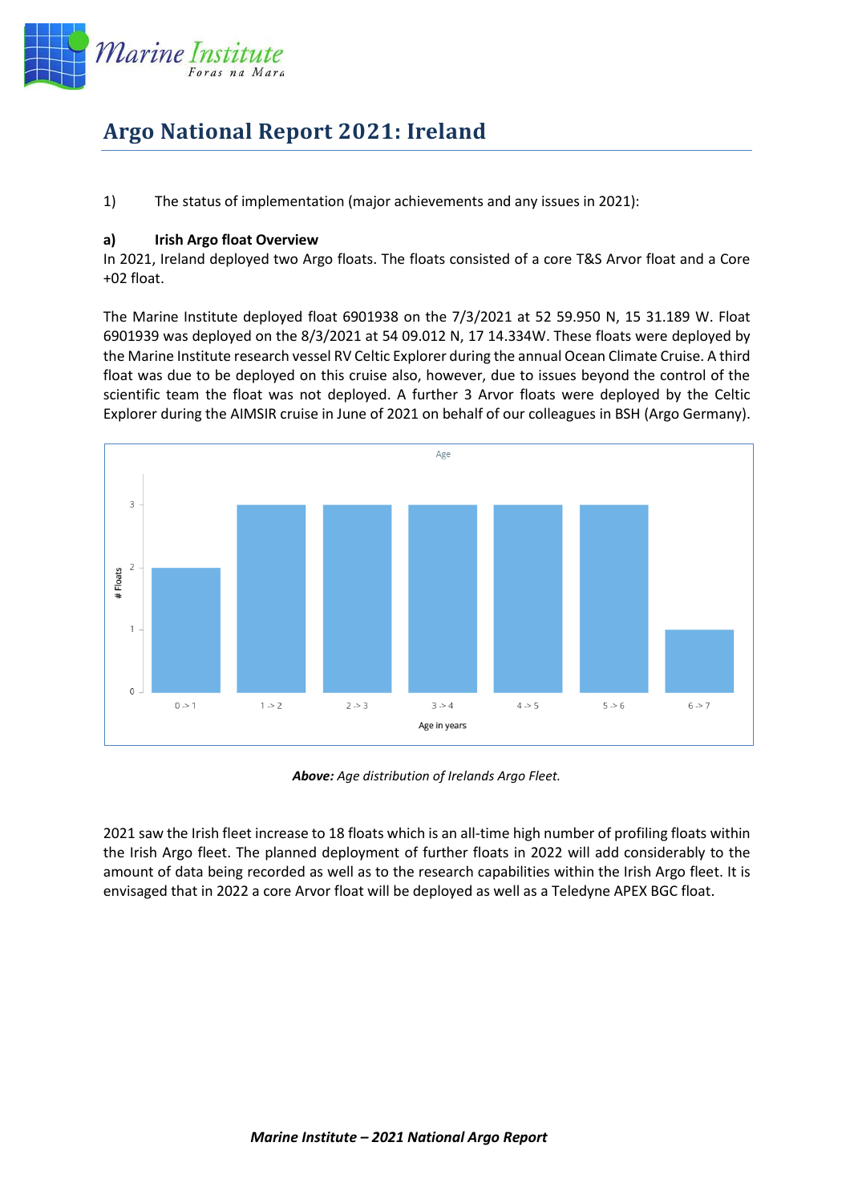# Argo National Report 2021: Ireland

1) The status of implementation (major achievements and any issues in 2021):

**a) Irish Argo float Overview**

In 2021, Ireland deployed two Argo floats. The floats consisted of a core T&S Arvor float and a Core +02 float.

The Marine Institute deployed float 6901938 on the 7/3/2021 at 52 59.950 N, 15 31.189 W. Float 6901939 was deployed on the 8/3/2021 at 54 09.012 N, 17 14.334W. These floats were deployed by the Marine Institute research vessel RV Celtic Explorer during the annual Ocean Climate Cruise. A third float was due to be deployed on this cruise also, however, due to issues beyond the control of the scientific team the float was not deployed. A further 3 Arvor floats were deployed by the Celtic Explorer during the AIMSIR cruise in June of 2021 on behalf of our colleagues in BSH (Argo Germany).

***Above:*** *Age distribution of Irelands Argo Fleet.*

2021 saw the Irish fleet increase to 18 floats which is an all-time high number of profiling floats within the Irish Argo fleet. The planned deployment of further floats in 2022 will add considerably to the amount of data being recorded as well as to the research capabilities within the Irish Argo fleet. It is envisaged that in 2022 a core Arvor float will be deployed as well as a Teledyne APEX BGC float.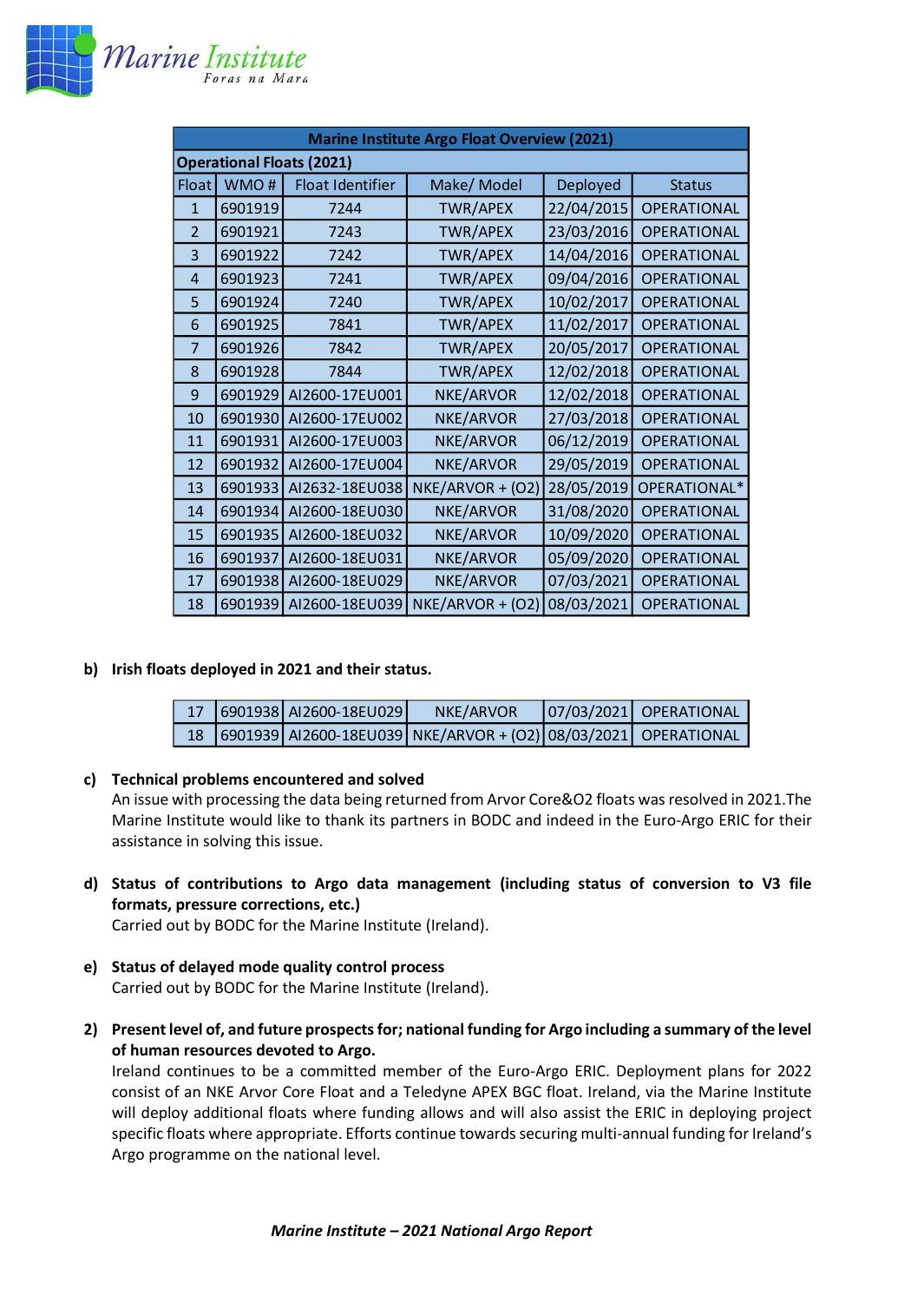| Marine Institute Argo Float Overview (2021) | | | | | |
|---|---|---|---|---|---|
| **Operational Floats (2021)** | | | | | |
| Float | WMO # | Float Identifier | Make/ Model | Deployed | Status |
| 1 | 6901919 | 7244 | TWR/APEX | 22/04/2015 | OPERATIONAL |
| 2 | 6901921 | 7243 | TWR/APEX | 23/03/2016 | OPERATIONAL |
| 3 | 6901922 | 7242 | TWR/APEX | 14/04/2016 | OPERATIONAL |
| 4 | 6901923 | 7241 | TWR/APEX | 09/04/2016 | OPERATIONAL |
| 5 | 6901924 | 7240 | TWR/APEX | 10/02/2017 | OPERATIONAL |
| 6 | 6901925 | 7841 | TWR/APEX | 11/02/2017 | OPERATIONAL |
| 7 | 6901926 | 7842 | TWR/APEX | 20/05/2017 | OPERATIONAL |
| 8 | 6901928 | 7844 | TWR/APEX | 12/02/2018 | OPERATIONAL |
| 9 | 6901929 | AI2600-17EU001 | NKE/ARVOR | 12/02/2018 | OPERATIONAL |
| 10 | 6901930 | AI2600-17EU002 | NKE/ARVOR | 27/03/2018 | OPERATIONAL |
| 11 | 6901931 | AI2600-17EU003 | NKE/ARVOR | 06/12/2019 | OPERATIONAL |
| 12 | 6901932 | AI2600-17EU004 | NKE/ARVOR | 29/05/2019 | OPERATIONAL |
| 13 | 6901933 | AI2632-18EU038 | NKE/ARVOR + (O2) | 28/05/2019 | OPERATIONAL* |
| 14 | 6901934 | AI2600-18EU030 | NKE/ARVOR | 31/08/2020 | OPERATIONAL |
| 15 | 6901935 | AI2600-18EU032 | NKE/ARVOR | 10/09/2020 | OPERATIONAL |
| 16 | 6901937 | AI2600-18EU031 | NKE/ARVOR | 05/09/2020 | OPERATIONAL |
| 17 | 6901938 | AI2600-18EU029 | NKE/ARVOR | 07/03/2021 | OPERATIONAL |
| 18 | 6901939 | AI2600-18EU039 | NKE/ARVOR + (O2) | 08/03/2021 | OPERATIONAL |

**b) Irish floats deployed in 2021 and their status.**

| | | | | | |
|---|---|---|---|---|---|
| 17 | 6901938 | AI2600-18EU029 | NKE/ARVOR | 07/03/2021 | OPERATIONAL |
| 18 | 6901939 | AI2600-18EU039 | NKE/ARVOR + (O2) | 08/03/2021 | OPERATIONAL |

**c) Technical problems encountered and solved**

An issue with processing the data being returned from Arvor Core&O2 floats was resolved in 2021.The Marine Institute would like to thank its partners in BODC and indeed in the Euro-Argo ERIC for their assistance in solving this issue.

**d) Status of contributions to Argo data management (including status of conversion to V3 file formats, pressure corrections, etc.)**

Carried out by BODC for the Marine Institute (Ireland).

**e) Status of delayed mode quality control process**

Carried out by BODC for the Marine Institute (Ireland).

**2) Present level of, and future prospects for; national funding for Argo including a summary of the level of human resources devoted to Argo.**

Ireland continues to be a committed member of the Euro-Argo ERIC. Deployment plans for 2022 consist of an NKE Arvor Core Float and a Teledyne APEX BGC float. Ireland, via the Marine Institute will deploy additional floats where funding allows and will also assist the ERIC in deploying project specific floats where appropriate. Efforts continue towards securing multi-annual funding for Ireland's Argo programme on the national level.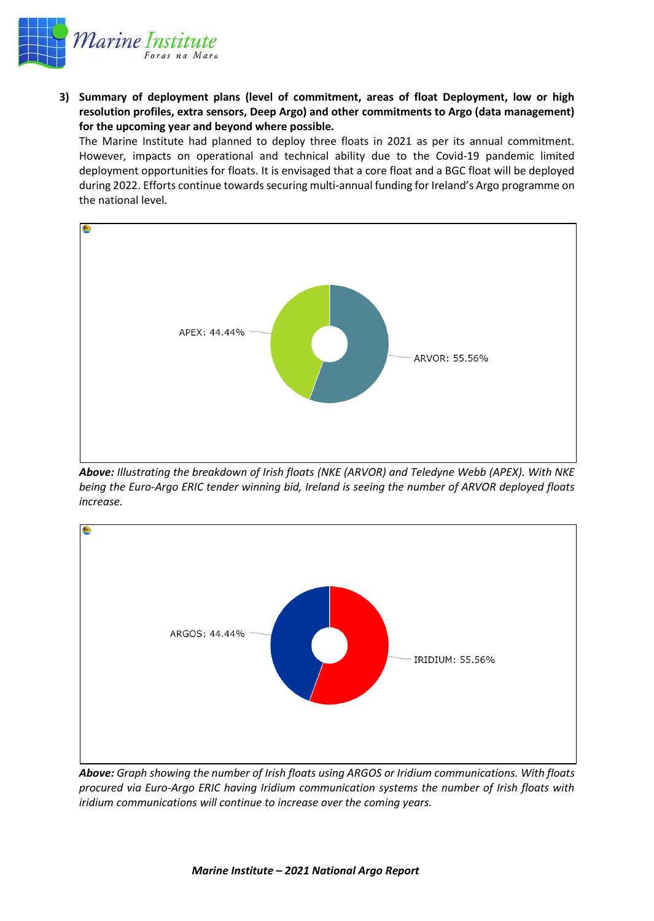3) **Summary of deployment plans (level of commitment, areas of float Deployment, low or high resolution profiles, extra sensors, Deep Argo) and other commitments to Argo (data management) for the upcoming year and beyond where possible.**

The Marine Institute had planned to deploy three floats in 2021 as per its annual commitment. However, impacts on operational and technical ability due to the Covid-19 pandemic limited deployment opportunities for floats. It is envisaged that a core float and a BGC float will be deployed during 2022. Efforts continue towards securing multi-annual funding for Ireland's Argo programme on the national level.

APEX: 44.44%

ARVOR: 55.56%

***Above:*** *Illustrating the breakdown of Irish floats (NKE (ARVOR) and Teledyne Webb (APEX). With NKE being the Euro-Argo ERIC tender winning bid, Ireland is seeing the number of ARVOR deployed floats increase.*

ARGOS: 44.44%

IRIDIUM: 55.56%

***Above:*** *Graph showing the number of Irish floats using ARGOS or Iridium communications. With floats procured via Euro-Argo ERIC having Iridium communication systems the number of Irish floats with iridium communications will continue to increase over the coming years.*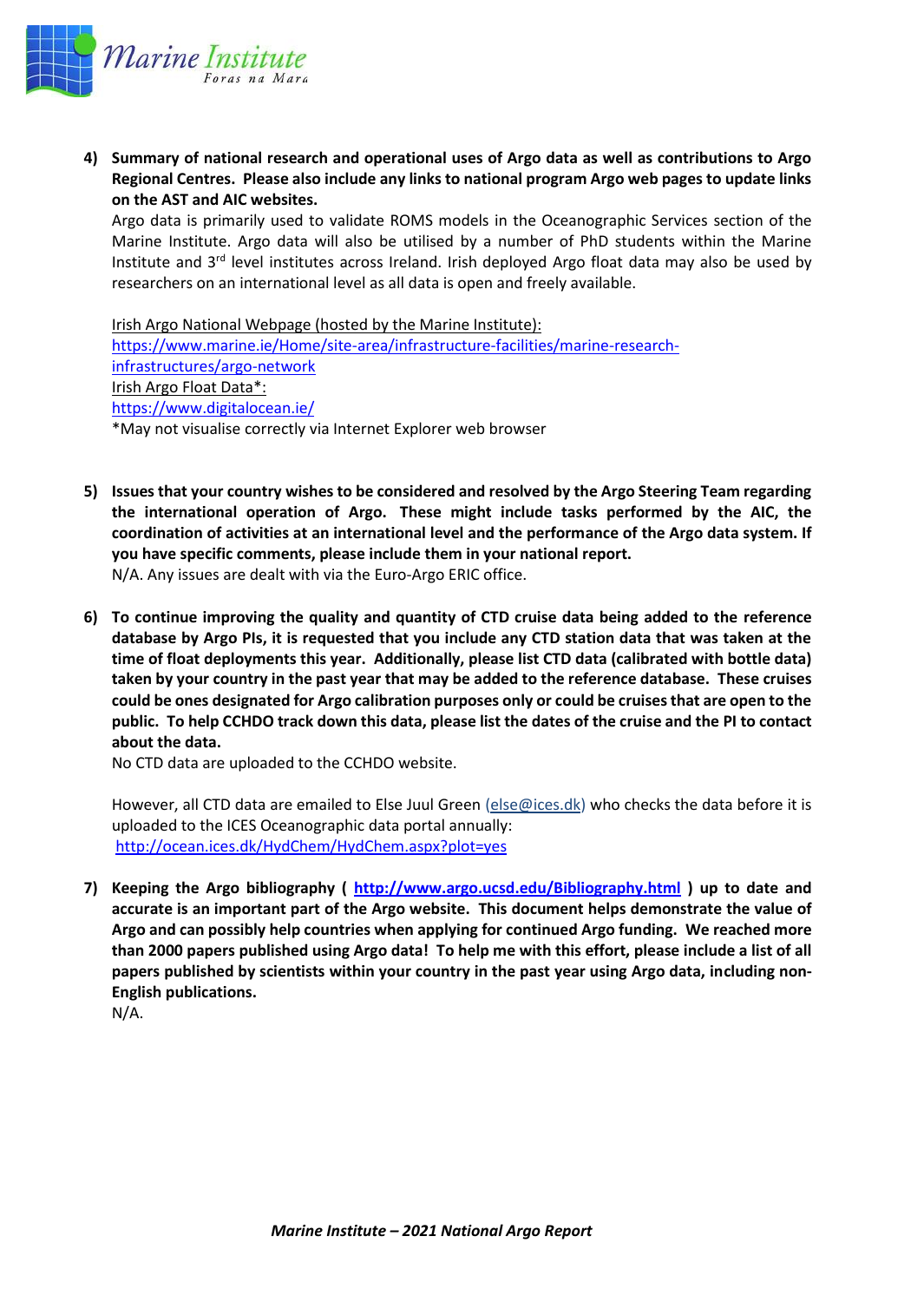4) **Summary of national research and operational uses of Argo data as well as contributions to Argo Regional Centres. Please also include any links to national program Argo web pages to update links on the AST and AIC websites.**
   Argo data is primarily used to validate ROMS models in the Oceanographic Services section of the Marine Institute. Argo data will also be utilised by a number of PhD students within the Marine Institute and 3rd level institutes across Ireland. Irish deployed Argo float data may also be used by researchers on an international level as all data is open and freely available.

   Irish Argo National Webpage (hosted by the Marine Institute):
   https://www.marine.ie/Home/site-area/infrastructure-facilities/marine-research-infrastructures/argo-network
   Irish Argo Float Data*:
   https://www.digitalocean.ie/
   *May not visualise correctly via Internet Explorer web browser

5) **Issues that your country wishes to be considered and resolved by the Argo Steering Team regarding the international operation of Argo. These might include tasks performed by the AIC, the coordination of activities at an international level and the performance of the Argo data system. If you have specific comments, please include them in your national report.**
   N/A. Any issues are dealt with via the Euro-Argo ERIC office.

6) **To continue improving the quality and quantity of CTD cruise data being added to the reference database by Argo PIs, it is requested that you include any CTD station data that was taken at the time of float deployments this year. Additionally, please list CTD data (calibrated with bottle data) taken by your country in the past year that may be added to the reference database. These cruises could be ones designated for Argo calibration purposes only or could be cruises that are open to the public. To help CCHDO track down this data, please list the dates of the cruise and the PI to contact about the data.**
   No CTD data are uploaded to the CCHDO website.

   However, all CTD data are emailed to Else Juul Green (else@ices.dk) who checks the data before it is uploaded to the ICES Oceanographic data portal annually:
   http://ocean.ices.dk/HydChem/HydChem.aspx?plot=yes

7) **Keeping the Argo bibliography ( http://www.argo.ucsd.edu/Bibliography.html ) up to date and accurate is an important part of the Argo website. This document helps demonstrate the value of Argo and can possibly help countries when applying for continued Argo funding. We reached more than 2000 papers published using Argo data! To help me with this effort, please include a list of all papers published by scientists within your country in the past year using Argo data, including non-English publications.**
   N/A.